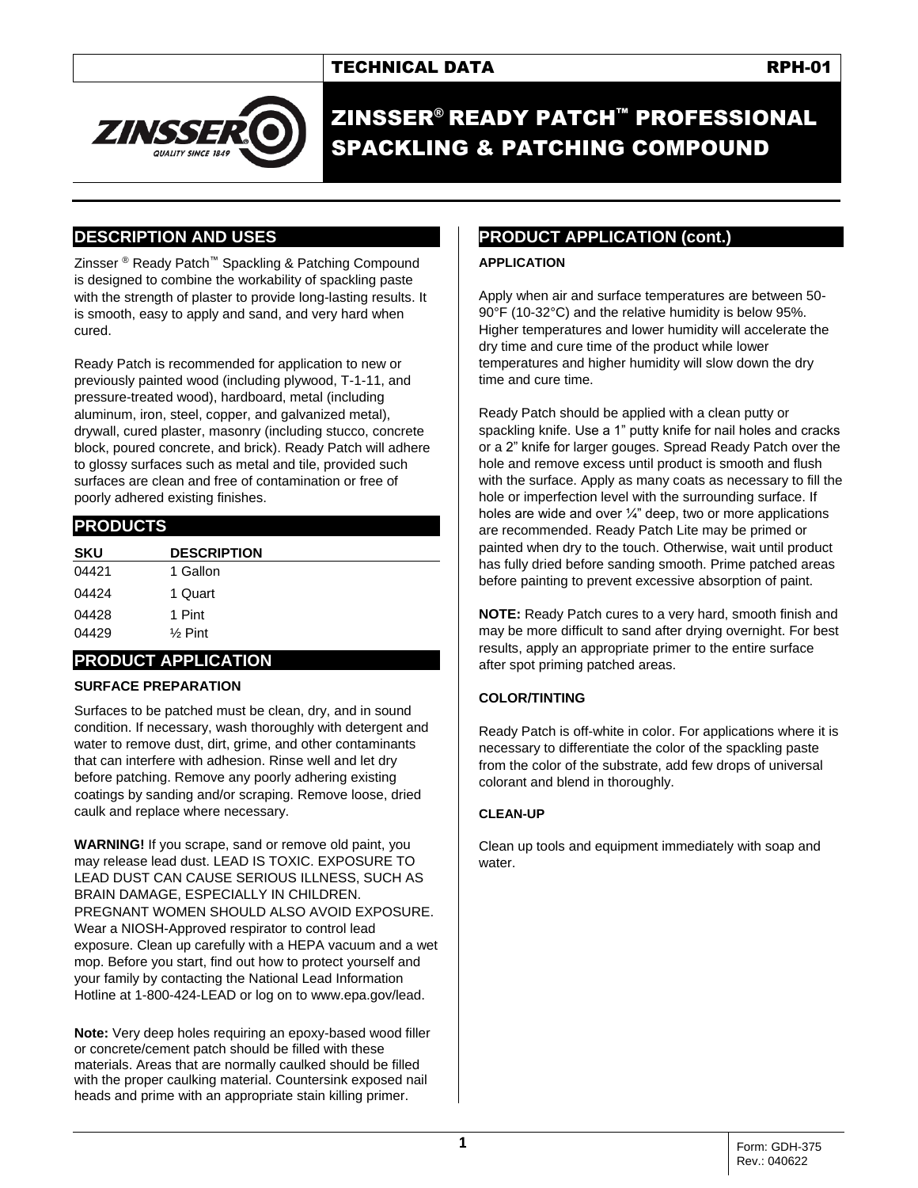TECHNICAL DATA RPH-01

# ZINSSER® READY PATCH™ PROFESSIONAL SPACKLING & PATCHING COMPOUND

## DESCRIPTION AND USES

Zinsser ® Ready Patch™ Spackling & Patching Compound is designed to combine the workability of spackling paste with the strength of plaster to provide long-lasting results. It is smooth, easy to apply and sand, and very hard when cured.

Ready Patch is recommended for application to new or previously painted wood (including plywood, T-1-11, and pressure-treated wood), hardboard, metal (including aluminum, iron, steel, copper, and galvanized metal), drywall, cured plaster, masonry (including stucco, concrete block, poured concrete, and brick). Ready Patch will adhere to glossy surfaces such as metal and tile, provided such surfaces are clean and free of contamination or free of poorly adhered existing finishes.

## PRODUCTS

| SKU | DESCRIPTION |
|---|---|
| 04421 | 1 Gallon |
| 04424 | 1 Quart |
| 04428 | 1 Pint |
| 04429 | ½ Pint |

## PRODUCT APPLICATION

### SURFACE PREPARATION

Surfaces to be patched must be clean, dry, and in sound condition. If necessary, wash thoroughly with detergent and water to remove dust, dirt, grime, and other contaminants that can interfere with adhesion. Rinse well and let dry before patching. Remove any poorly adhering existing coatings by sanding and/or scraping. Remove loose, dried caulk and replace where necessary.

**WARNING!** If you scrape, sand or remove old paint, you may release lead dust. LEAD IS TOXIC. EXPOSURE TO LEAD DUST CAN CAUSE SERIOUS ILLNESS, SUCH AS BRAIN DAMAGE, ESPECIALLY IN CHILDREN. PREGNANT WOMEN SHOULD ALSO AVOID EXPOSURE. Wear a NIOSH-Approved respirator to control lead exposure. Clean up carefully with a HEPA vacuum and a wet mop. Before you start, find out how to protect yourself and your family by contacting the National Lead Information Hotline at 1-800-424-LEAD or log on to www.epa.gov/lead.

**Note:** Very deep holes requiring an epoxy-based wood filler or concrete/cement patch should be filled with these materials. Areas that are normally caulked should be filled with the proper caulking material. Countersink exposed nail heads and prime with an appropriate stain killing primer.

## PRODUCT APPLICATION (cont.)

### APPLICATION

Apply when air and surface temperatures are between 50-90°F (10-32°C) and the relative humidity is below 95%. Higher temperatures and lower humidity will accelerate the dry time and cure time of the product while lower temperatures and higher humidity will slow down the dry time and cure time.

Ready Patch should be applied with a clean putty or spackling knife. Use a 1" putty knife for nail holes and cracks or a 2" knife for larger gouges. Spread Ready Patch over the hole and remove excess until product is smooth and flush with the surface. Apply as many coats as necessary to fill the hole or imperfection level with the surrounding surface. If holes are wide and over ¼" deep, two or more applications are recommended. Ready Patch Lite may be primed or painted when dry to the touch. Otherwise, wait until product has fully dried before sanding smooth. Prime patched areas before painting to prevent excessive absorption of paint.

**NOTE:** Ready Patch cures to a very hard, smooth finish and may be more difficult to sand after drying overnight. For best results, apply an appropriate primer to the entire surface after spot priming patched areas.

### COLOR/TINTING

Ready Patch is off-white in color. For applications where it is necessary to differentiate the color of the spackling paste from the color of the substrate, add few drops of universal colorant and blend in thoroughly.

### CLEAN-UP

Clean up tools and equipment immediately with soap and water.

Form: GDH-375
Rev.: 040622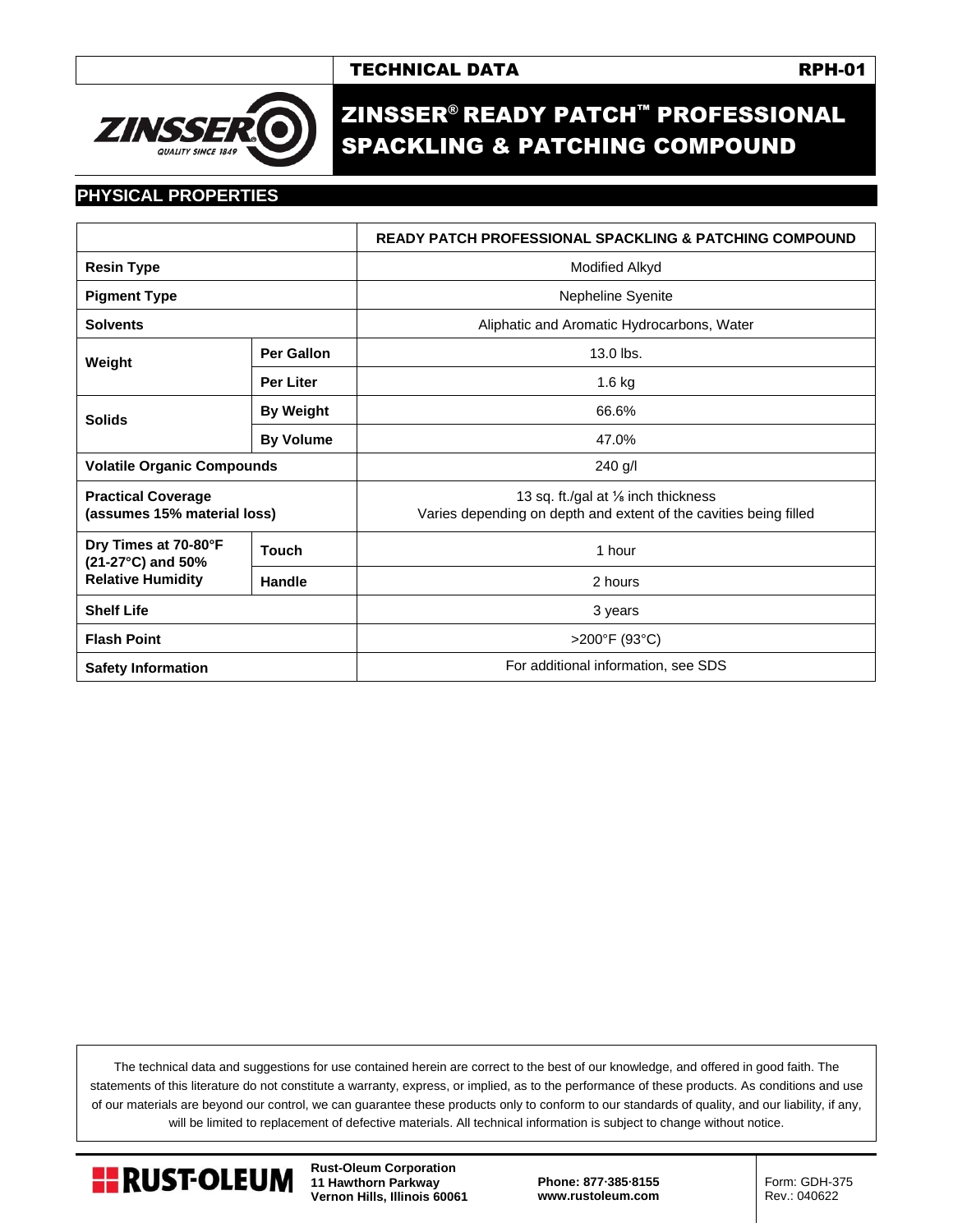## TECHNICAL DATA RPH-01

# ZINSSER® READY PATCH™ PROFESSIONAL SPACKLING & PATCHING COMPOUND

## PHYSICAL PROPERTIES

| | | READY PATCH PROFESSIONAL SPACKLING & PATCHING COMPOUND |
|---|---|---|
| **Resin Type** | | Modified Alkyd |
| **Pigment Type** | | Nepheline Syenite |
| **Solvents** | | Aliphatic and Aromatic Hydrocarbons, Water |
| **Weight** | **Per Gallon** | 13.0 lbs. |
| | **Per Liter** | 1.6 kg |
| **Solids** | **By Weight** | 66.6% |
| | **By Volume** | 47.0% |
| **Volatile Organic Compounds** | | 240 g/l |
| **Practical Coverage (assumes 15% material loss)** | | 13 sq. ft./gal at ⅛ inch thickness<br>Varies depending on depth and extent of the cavities being filled |
| **Dry Times at 70-80°F (21-27°C) and 50% Relative Humidity** | **Touch** | 1 hour |
| | **Handle** | 2 hours |
| **Shelf Life** | | 3 years |
| **Flash Point** | | >200°F (93°C) |
| **Safety Information** | | For additional information, see SDS |

The technical data and suggestions for use contained herein are correct to the best of our knowledge, and offered in good faith. The statements of this literature do not constitute a warranty, express, or implied, as to the performance of these products. As conditions and use of our materials are beyond our control, we can guarantee these products only to conform to our standards of quality, and our liability, if any, will be limited to replacement of defective materials. All technical information is subject to change without notice.

**Rust-Oleum Corporation**
**11 Hawthorn Parkway**
**Vernon Hills, Illinois 60061**

**Phone: 877·385·8155**
**www.rustoleum.com**

Form: GDH-375
Rev.: 040622